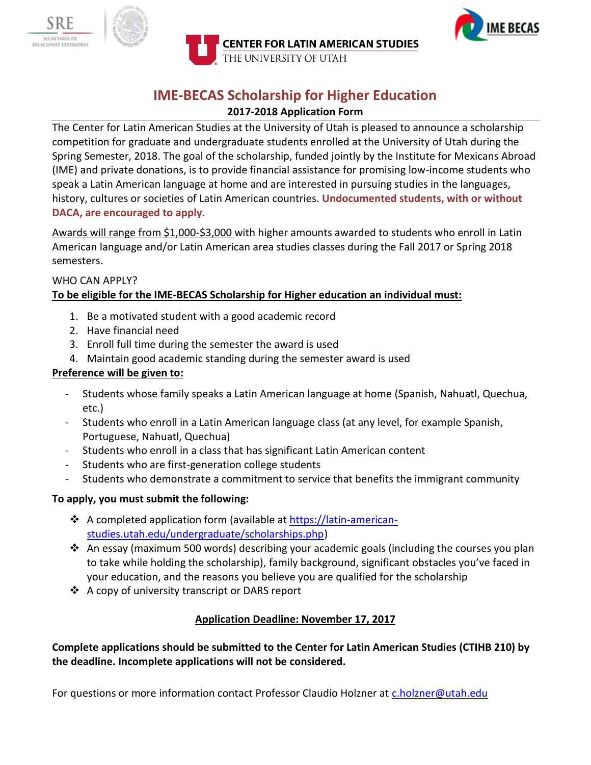SRE

SECRETARÍA DE RELACIONES EXTERIORES

**CENTER FOR LATIN AMERICAN STUDIES**
THE UNIVERSITY OF UTAH

IME BECAS

# IME-BECAS Scholarship for Higher Education

**2017-2018 Application Form**

The Center for Latin American Studies at the University of Utah is pleased to announce a scholarship competition for graduate and undergraduate students enrolled at the University of Utah during the Spring Semester, 2018. The goal of the scholarship, funded jointly by the Institute for Mexicans Abroad (IME) and private donations, is to provide financial assistance for promising low-income students who speak a Latin American language at home and are interested in pursuing studies in the languages, history, cultures or societies of Latin American countries. **Undocumented students, with or without DACA, are encouraged to apply.**

Awards will range from $1,000-$3,000 with higher amounts awarded to students who enroll in Latin American language and/or Latin American area studies classes during the Fall 2017 or Spring 2018 semesters.

WHO CAN APPLY?

**To be eligible for the IME-BECAS Scholarship for Higher education an individual must:**

1. Be a motivated student with a good academic record
2. Have financial need
3. Enroll full time during the semester the award is used
4. Maintain good academic standing during the semester award is used

**Preference will be given to:**

- Students whose family speaks a Latin American language at home (Spanish, Nahuatl, Quechua, etc.)
- Students who enroll in a Latin American language class (at any level, for example Spanish, Portuguese, Nahuatl, Quechua)
- Students who enroll in a class that has significant Latin American content
- Students who are first-generation college students
- Students who demonstrate a commitment to service that benefits the immigrant community

**To apply, you must submit the following:**

- A completed application form (available at https://latin-american-studies.utah.edu/undergraduate/scholarships.php)
- An essay (maximum 500 words) describing your academic goals (including the courses you plan to take while holding the scholarship), family background, significant obstacles you've faced in your education, and the reasons you believe you are qualified for the scholarship
- A copy of university transcript or DARS report

**Application Deadline: November 17, 2017**

**Complete applications should be submitted to the Center for Latin American Studies (CTIHB 210) by the deadline. Incomplete applications will not be considered.**

For questions or more information contact Professor Claudio Holzner at c.holzner@utah.edu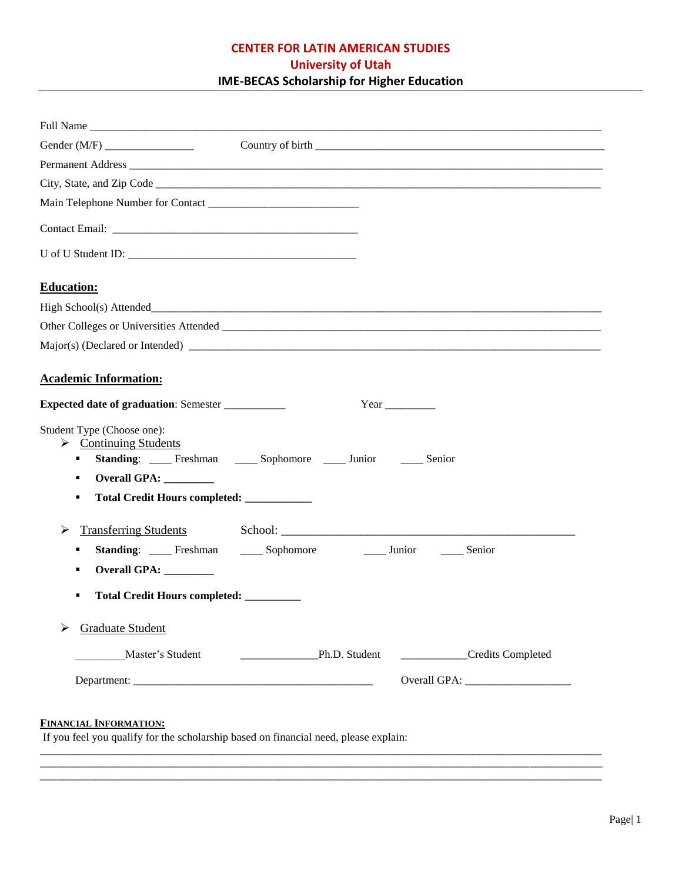**CENTER FOR LATIN AMERICAN STUDIES**
**University of Utah**
**IME-BECAS Scholarship for Higher Education**

---

Full Name ___________________________________________________________________________________

Gender (M/F) ________________ Country of birth __________________________________________________

Permanent Address ____________________________________________________________________________

City, State, and Zip Code _______________________________________________________________________

Main Telephone Number for Contact __________________________

Contact Email: ___________________________________________

U of U Student ID: ________________________________________

## Education:

High School(s) Attended_________________________________________________________________________

Other Colleges or Universities Attended ____________________________________________________________

Major(s) (Declared or Intended) ___________________________________________________________________

## Academic Information:

**Expected date of graduation**: Semester ___________ Year _________

Student Type (Choose one):

- Continuing Students
  - **Standing**: ____ Freshman ____ Sophomore ____ Junior ____ Senior
  - **Overall GPA: _________**
  - **Total Credit Hours completed: ____________**
- Transferring Students School: _____________________________________________________
  - **Standing**: ____ Freshman ____ Sophomore ____ Junior ____ Senior
  - **Overall GPA: _________**
  - **Total Credit Hours completed: __________**
- Graduate Student

  _________Master's Student ______________Ph.D. Student ____________Credits Completed

  Department: ____________________________________________ Overall GPA: ___________________

## FINANCIAL INFORMATION:

If you feel you qualify for the scholarship based on financial need, please explain:

_____________________________________________________________________________________________
_____________________________________________________________________________________________
_____________________________________________________________________________________________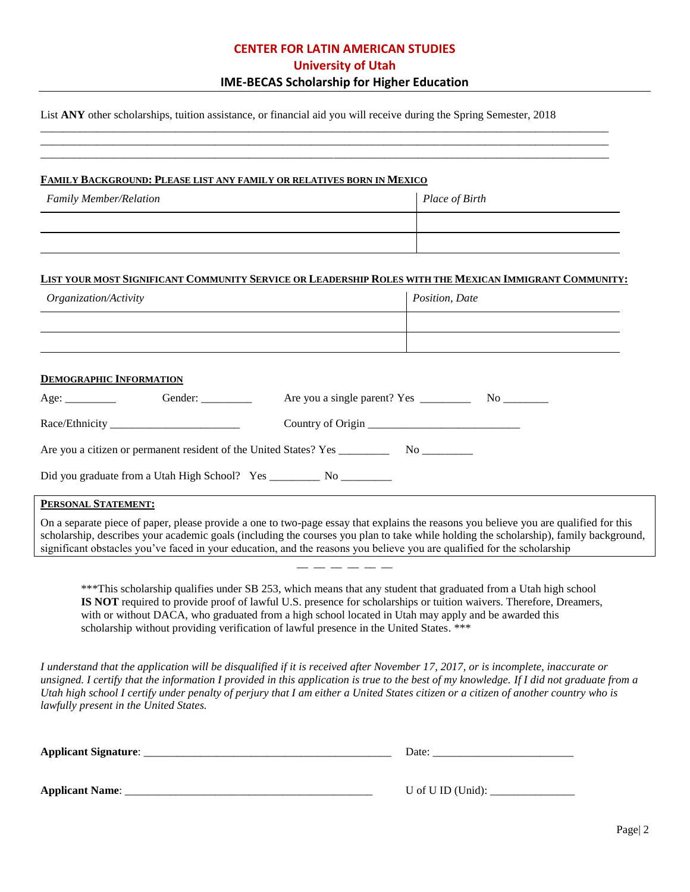**CENTER FOR LATIN AMERICAN STUDIES**
**University of Utah**
**IME-BECAS Scholarship for Higher Education**

List **ANY** other scholarships, tuition assistance, or financial aid you will receive during the Spring Semester, 2018

___________________________________________________________________________________________
___________________________________________________________________________________________
___________________________________________________________________________________________

**FAMILY BACKGROUND: PLEASE LIST ANY FAMILY OR RELATIVES BORN IN MEXICO**

| *Family Member/Relation* | *Place of Birth* |
|---|---|
| | |
| | |

**LIST YOUR MOST SIGNIFICANT COMMUNITY SERVICE OR LEADERSHIP ROLES WITH THE MEXICAN IMMIGRANT COMMUNITY:**

| *Organization/Activity* | *Position, Date* |
|---|---|
| | |
| | |

**DEMOGRAPHIC INFORMATION**

Age: _________ Gender: _________ Are you a single parent? Yes _________ No ________

Race/Ethnicity ______________________ Country of Origin __________________________

Are you a citizen or permanent resident of the United States? Yes _________ No _________

Did you graduate from a Utah High School? Yes _________ No _________

**PERSONAL STATEMENT:**

On a separate piece of paper, please provide a one to two-page essay that explains the reasons you believe you are qualified for this scholarship, describes your academic goals (including the courses you plan to take while holding the scholarship), family background, significant obstacles you've faced in your education, and the reasons you believe you are qualified for the scholarship

— — — — — —

***This scholarship qualifies under SB 253, which means that any student that graduated from a Utah high school **IS NOT** required to provide proof of lawful U.S. presence for scholarships or tuition waivers. Therefore, Dreamers, with or without DACA, who graduated from a high school located in Utah may apply and be awarded this scholarship without providing verification of lawful presence in the United States. ***

*I understand that the application will be disqualified if it is received after November 17, 2017, or is incomplete, inaccurate or unsigned. I certify that the information I provided in this application is true to the best of my knowledge. If I did not graduate from a Utah high school I certify under penalty of perjury that I am either a United States citizen or a citizen of another country who is lawfully present in the United States.*

**Applicant Signature**: ____________________________________________ Date: ________________________

**Applicant Name**: ____________________________________________ U of U ID (Unid): _______________